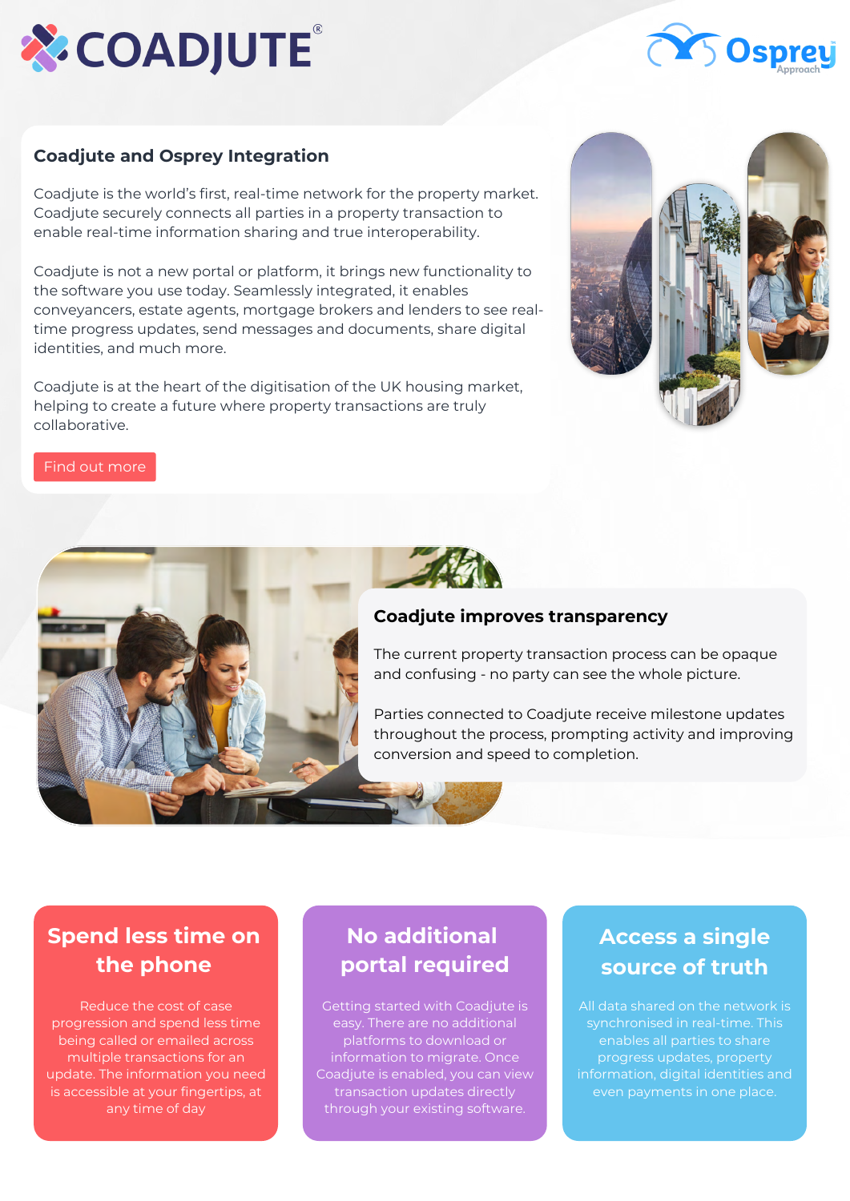# Coadjute and Osprey Integration

Coadjute is the world's first, real-time network for the property market. Coadjute securely connects all parties in a property transaction to enable real-time information sharing and true interoperability.

Coadjute is not a new portal or platform, it brings new functionality to the software you use today. Seamlessly integrated, it enables conveyancers, estate agents, mortgage brokers and lenders to see real-time progress updates, send messages and documents, share digital identities, and much more.

Coadjute is at the heart of the digitisation of the UK housing market, helping to create a future where property transactions are truly collaborative.

Find out more

## Coadjute improves transparency

The current property transaction process can be opaque and confusing - no party can see the whole picture.

Parties connected to Coadjute receive milestone updates throughout the process, prompting activity and improving conversion and speed to completion.

## Spend less time on the phone

Reduce the cost of case progression and spend less time being called or emailed across multiple transactions for an update. The information you need is accessible at your fingertips, at any time of day

## No additional portal required

Getting started with Coadjute is easy. There are no additional platforms to download or information to migrate. Once Coadjute is enabled, you can view transaction updates directly through your existing software.

## Access a single source of truth

All data shared on the network is synchronised in real-time. This enables all parties to share progress updates, property information, digital identities and even payments in one place.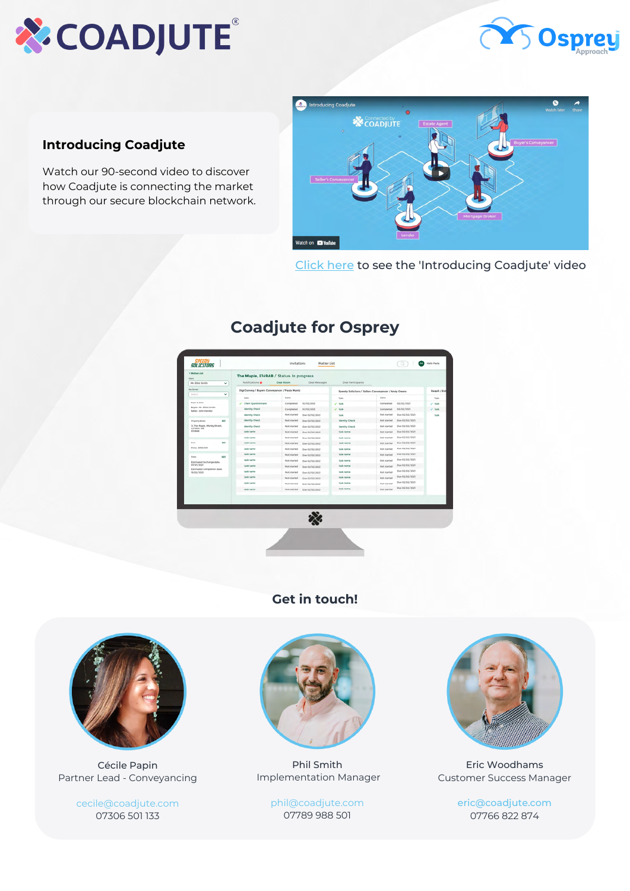## Introducing Coadjute

Watch our 90-second video to discover how Coadjute is connecting the market through our secure blockchain network.

Click here to see the 'Introducing Coadjute' video

## Coadjute for Osprey

## Get in touch!

Cécile Papin
Partner Lead - Conveyancing

cecile@coadjute.com
07306 501 133

Phil Smith
Implementation Manager

phil@coadjute.com
07789 988 501

Eric Woodhams
Customer Success Manager

eric@coadjute.com
07766 822 874